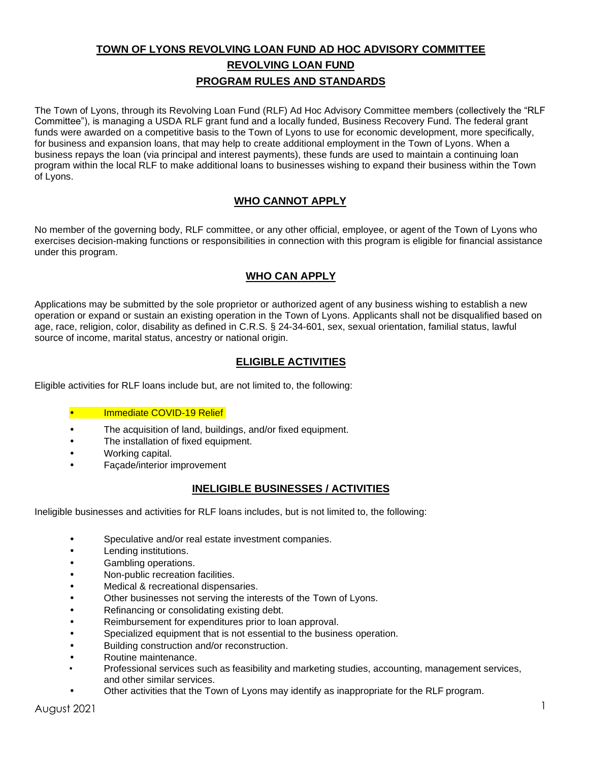# TOWN OF LYONS REVOLVING LOAN FUND AD HOC ADVISORY COMMITTEE

## REVOLVING LOAN FUND

## PROGRAM RULES AND STANDARDS

The Town of Lyons, through its Revolving Loan Fund (RLF) Ad Hoc Advisory Committee members (collectively the "RLF Committee"), is managing a USDA RLF grant fund and a locally funded, Business Recovery Fund. The federal grant funds were awarded on a competitive basis to the Town of Lyons to use for economic development, more specifically, for business and expansion loans, that may help to create additional employment in the Town of Lyons. When a business repays the loan (via principal and interest payments), these funds are used to maintain a continuing loan program within the local RLF to make additional loans to businesses wishing to expand their business within the Town of Lyons.

## WHO CANNOT APPLY

No member of the governing body, RLF committee, or any other official, employee, or agent of the Town of Lyons who exercises decision-making functions or responsibilities in connection with this program is eligible for financial assistance under this program.

## WHO CAN APPLY

Applications may be submitted by the sole proprietor or authorized agent of any business wishing to establish a new operation or expand or sustain an existing operation in the Town of Lyons. Applicants shall not be disqualified based on age, race, religion, color, disability as defined in C.R.S. § 24-34-601, sex, sexual orientation, familial status, lawful source of income, marital status, ancestry or national origin.

## ELIGIBLE ACTIVITIES

Eligible activities for RLF loans include but, are not limited to, the following:

- Immediate COVID-19 Relief
- The acquisition of land, buildings, and/or fixed equipment.
- The installation of fixed equipment.
- Working capital.
- Façade/interior improvement

## INELIGIBLE BUSINESSES / ACTIVITIES

Ineligible businesses and activities for RLF loans includes, but is not limited to, the following:

- Speculative and/or real estate investment companies.
- Lending institutions.
- Gambling operations.
- Non-public recreation facilities.
- Medical & recreational dispensaries.
- Other businesses not serving the interests of the Town of Lyons.
- Refinancing or consolidating existing debt.
- Reimbursement for expenditures prior to loan approval.
- Specialized equipment that is not essential to the business operation.
- Building construction and/or reconstruction.
- Routine maintenance.
- Professional services such as feasibility and marketing studies, accounting, management services, and other similar services.
- Other activities that the Town of Lyons may identify as inappropriate for the RLF program.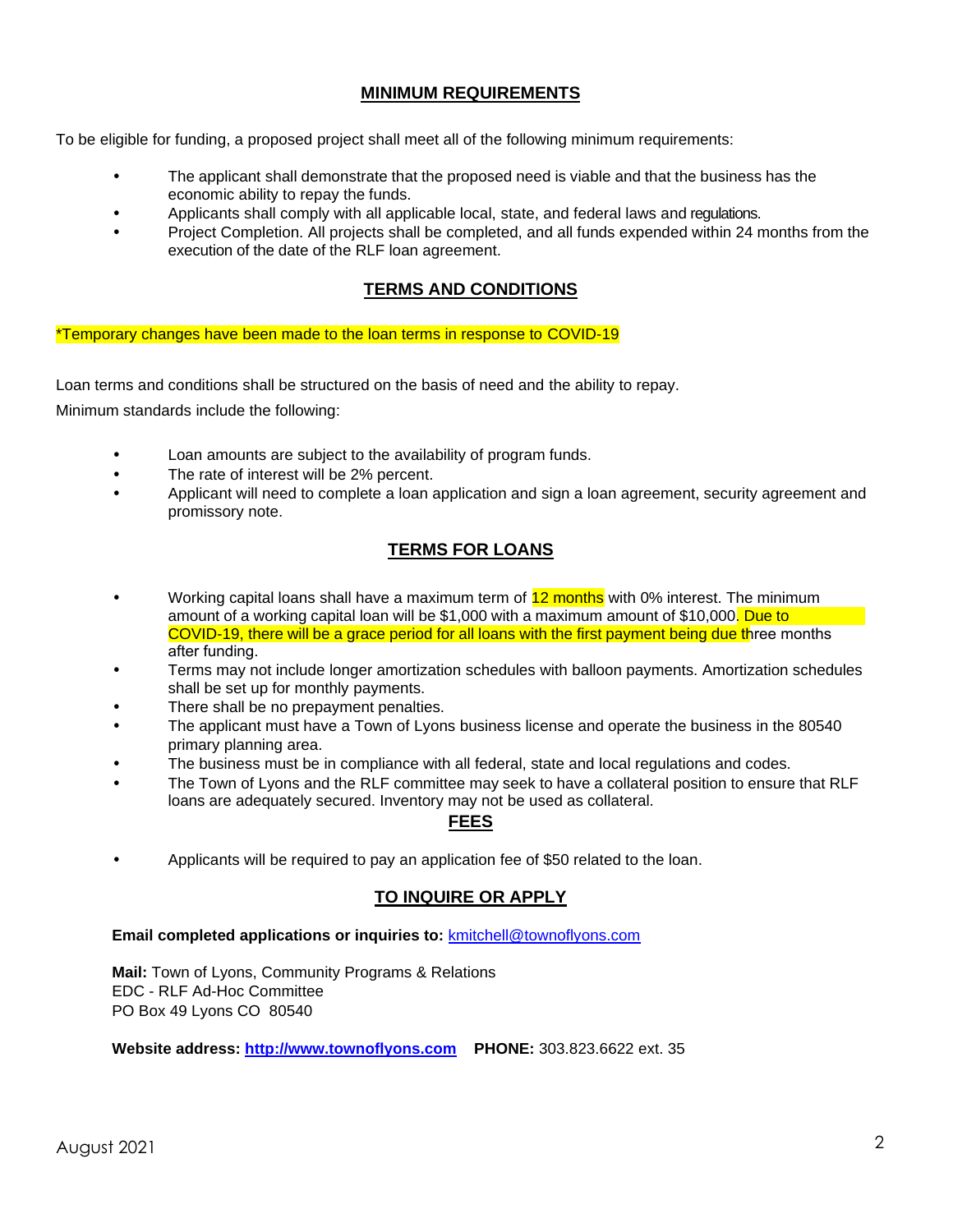## MINIMUM REQUIREMENTS

To be eligible for funding, a proposed project shall meet all of the following minimum requirements:

- The applicant shall demonstrate that the proposed need is viable and that the business has the economic ability to repay the funds.
- Applicants shall comply with all applicable local, state, and federal laws and regulations.
- Project Completion. All projects shall be completed, and all funds expended within 24 months from the execution of the date of the RLF loan agreement.

## TERMS AND CONDITIONS

*Temporary changes have been made to the loan terms in response to COVID-19

Loan terms and conditions shall be structured on the basis of need and the ability to repay.

Minimum standards include the following:

- Loan amounts are subject to the availability of program funds.
- The rate of interest will be 2% percent.
- Applicant will need to complete a loan application and sign a loan agreement, security agreement and promissory note.

## TERMS FOR LOANS

- Working capital loans shall have a maximum term of 12 months with 0% interest. The minimum amount of a working capital loan will be $1,000 with a maximum amount of $10,000. Due to COVID-19, there will be a grace period for all loans with the first payment being due three months after funding.
- Terms may not include longer amortization schedules with balloon payments. Amortization schedules shall be set up for monthly payments.
- There shall be no prepayment penalties.
- The applicant must have a Town of Lyons business license and operate the business in the 80540 primary planning area.
- The business must be in compliance with all federal, state and local regulations and codes.
- The Town of Lyons and the RLF committee may seek to have a collateral position to ensure that RLF loans are adequately secured. Inventory may not be used as collateral.

## FEES

- Applicants will be required to pay an application fee of $50 related to the loan.

## TO INQUIRE OR APPLY

**Email completed applications or inquiries to:** kmitchell@townoflyons.com

**Mail:** Town of Lyons, Community Programs & Relations
EDC - RLF Ad-Hoc Committee
PO Box 49 Lyons CO 80540

**Website address:** **http://www.townoflyons.com** **PHONE:** 303.823.6622 ext. 35

August 2021